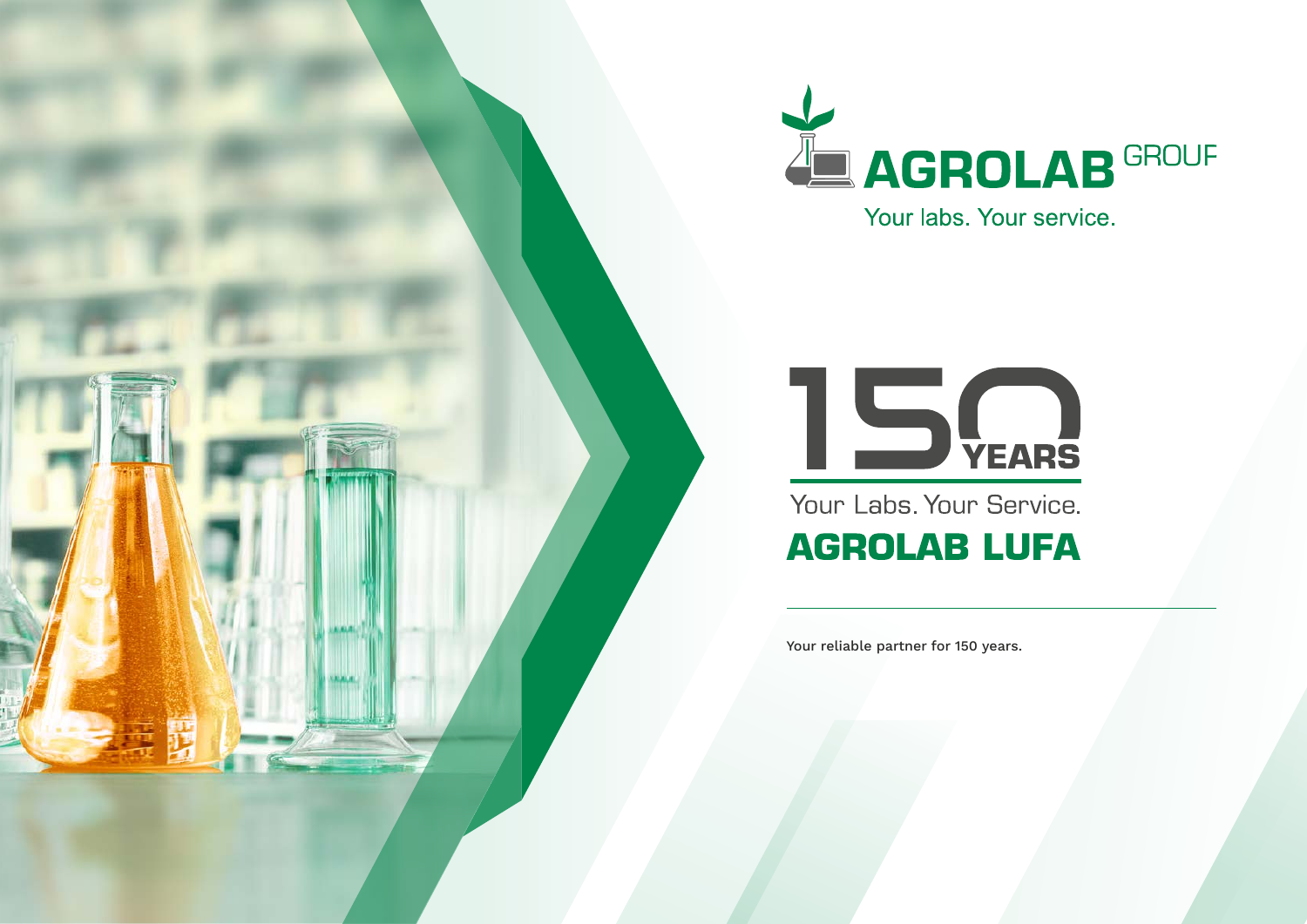AGROLAB GROUP

Your labs. Your service.

# 150 YEARS

Your Labs. Your Service.

## AGROLAB LUFA

Your reliable partner for 150 years.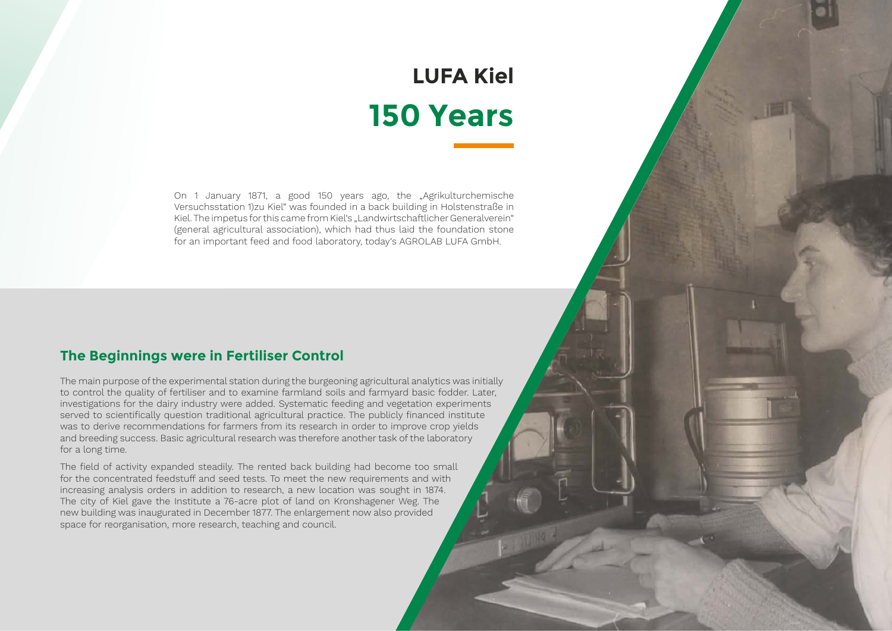# LUFA Kiel

# 150 Years

On 1 January 1871, a good 150 years ago, the „Agrikulturchemische Versuchsstation 1)zu Kiel“ was founded in a back building in Holstenstraße in Kiel. The impetus for this came from Kiel's „Landwirtschaftlicher Generalverein“ (general agricultural association), which had thus laid the foundation stone for an important feed and food laboratory, today's AGROLAB LUFA GmbH.

## The Beginnings were in Fertiliser Control

The main purpose of the experimental station during the burgeoning agricultural analytics was initially to control the quality of fertiliser and to examine farmland soils and farmyard basic fodder. Later, investigations for the dairy industry were added. Systematic feeding and vegetation experiments served to scientifically question traditional agricultural practice. The publicly financed institute was to derive recommendations for farmers from its research in order to improve crop yields and breeding success. Basic agricultural research was therefore another task of the laboratory for a long time.

The field of activity expanded steadily. The rented back building had become too small for the concentrated feedstuff and seed tests. To meet the new requirements and with increasing analysis orders in addition to research, a new location was sought in 1874. The city of Kiel gave the Institute a 76-acre plot of land on Kronshagener Weg. The new building was inaugurated in December 1877. The enlargement now also provided space for reorganisation, more research, teaching and council.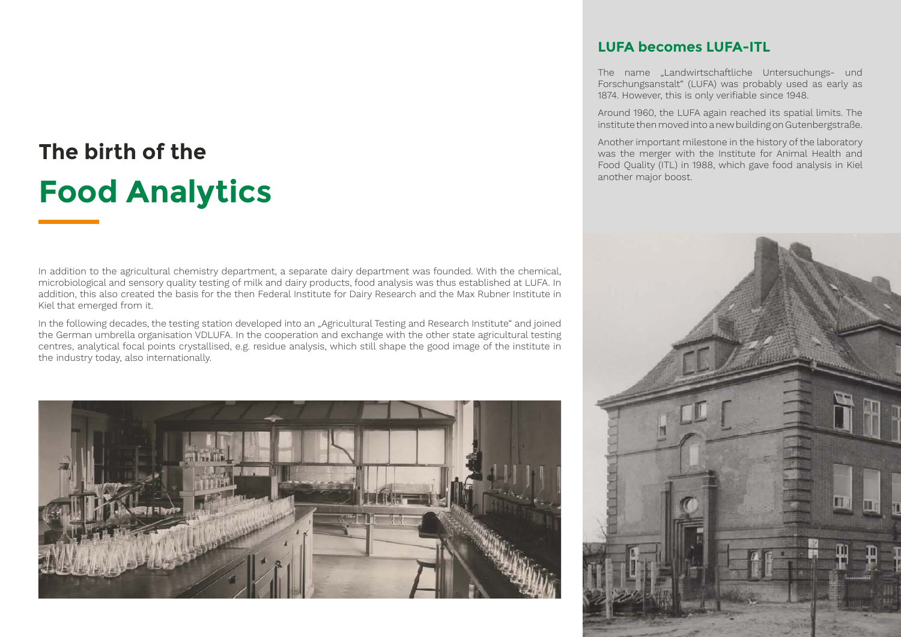# The birth of the Food Analytics

In addition to the agricultural chemistry department, a separate dairy department was founded. With the chemical, microbiological and sensory quality testing of milk and dairy products, food analysis was thus established at LUFA. In addition, this also created the basis for the then Federal Institute for Dairy Research and the Max Rubner Institute in Kiel that emerged from it.

In the following decades, the testing station developed into an „Agricultural Testing and Research Institute" and joined the German umbrella organisation VDLUFA. In the cooperation and exchange with the other state agricultural testing centres, analytical focal points crystallised, e.g. residue analysis, which still shape the good image of the institute in the industry today, also internationally.

## LUFA becomes LUFA-ITL

The name „Landwirtschaftliche Untersuchungs- und Forschungsanstalt" (LUFA) was probably used as early as 1874. However, this is only verifiable since 1948.

Around 1960, the LUFA again reached its spatial limits. The institute then moved into a new building on Gutenbergstraße.

Another important milestone in the history of the laboratory was the merger with the Institute for Animal Health and Food Quality (ITL) in 1988, which gave food analysis in Kiel another major boost.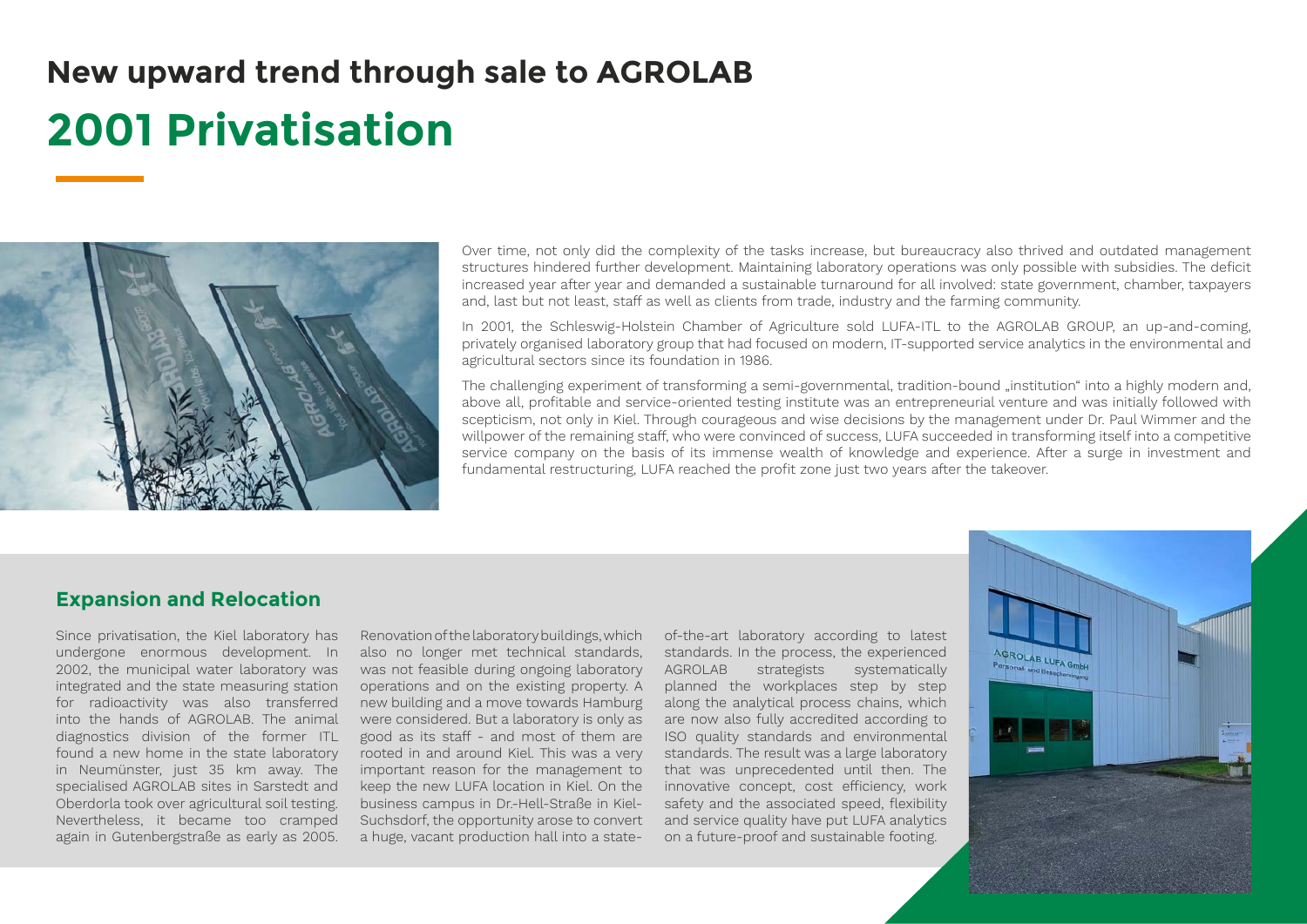# New upward trend through sale to AGROLAB

# 2001 Privatisation

Over time, not only did the complexity of the tasks increase, but bureaucracy also thrived and outdated management structures hindered further development. Maintaining laboratory operations was only possible with subsidies. The deficit increased year after year and demanded a sustainable turnaround for all involved: state government, chamber, taxpayers and, last but not least, staff as well as clients from trade, industry and the farming community.

In 2001, the Schleswig-Holstein Chamber of Agriculture sold LUFA-ITL to the AGROLAB GROUP, an up-and-coming, privately organised laboratory group that had focused on modern, IT-supported service analytics in the environmental and agricultural sectors since its foundation in 1986.

The challenging experiment of transforming a semi-governmental, tradition-bound „institution" into a highly modern and, above all, profitable and service-oriented testing institute was an entrepreneurial venture and was initially followed with scepticism, not only in Kiel. Through courageous and wise decisions by the management under Dr. Paul Wimmer and the willpower of the remaining staff, who were convinced of success, LUFA succeeded in transforming itself into a competitive service company on the basis of its immense wealth of knowledge and experience. After a surge in investment and fundamental restructuring, LUFA reached the profit zone just two years after the takeover.

## Expansion and Relocation

Since privatisation, the Kiel laboratory has undergone enormous development. In 2002, the municipal water laboratory was integrated and the state measuring station for radioactivity was also transferred into the hands of AGROLAB. The animal diagnostics division of the former ITL found a new home in the state laboratory in Neumünster, just 35 km away. The specialised AGROLAB sites in Sarstedt and Oberdorla took over agricultural soil testing. Nevertheless, it became too cramped again in Gutenbergstraße as early as 2005. Renovation of the laboratory buildings, which also no longer met technical standards, was not feasible during ongoing laboratory operations and on the existing property. A new building and a move towards Hamburg were considered. But a laboratory is only as good as its staff - and most of them are rooted in and around Kiel. This was a very important reason for the management to keep the new LUFA location in Kiel. On the business campus in Dr.-Hell-Straße in Kiel-Suchsdorf, the opportunity arose to convert a huge, vacant production hall into a state-of-the-art laboratory according to latest standards. In the process, the experienced AGROLAB strategists systematically planned the workplaces step by step along the analytical process chains, which are now also fully accredited according to ISO quality standards and environmental standards. The result was a large laboratory that was unprecedented until then. The innovative concept, cost efficiency, work safety and the associated speed, flexibility and service quality have put LUFA analytics on a future-proof and sustainable footing.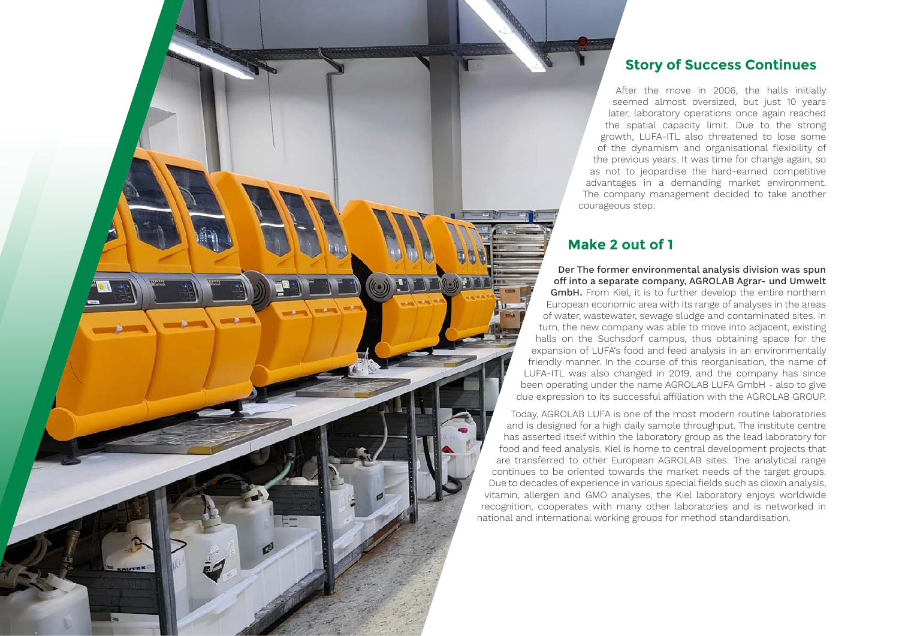## Story of Success Continues

After the move in 2006, the halls initially seemed almost oversized, but just 10 years later, laboratory operations once again reached the spatial capacity limit. Due to the strong growth, LUFA-ITL also threatened to lose some of the dynamism and organisational flexibility of the previous years. It was time for change again, so as not to jeopardise the hard-earned competitive advantages in a demanding market environment. The company management decided to take another courageous step:

## Make 2 out of 1

**Der The former environmental analysis division was spun off into a separate company, AGROLAB Agrar- und Umwelt GmbH.** From Kiel, it is to further develop the entire northern European economic area with its range of analyses in the areas of water, wastewater, sewage sludge and contaminated sites. In turn, the new company was able to move into adjacent, existing halls on the Suchsdorf campus, thus obtaining space for the expansion of LUFA's food and feed analysis in an environmentally friendly manner. In the course of this reorganisation, the name of LUFA-ITL was also changed in 2019, and the company has since been operating under the name AGROLAB LUFA GmbH - also to give due expression to its successful affiliation with the AGROLAB GROUP.

Today, AGROLAB LUFA is one of the most modern routine laboratories and is designed for a high daily sample throughput. The institute centre has asserted itself within the laboratory group as the lead laboratory for food and feed analysis. Kiel is home to central development projects that are transferred to other European AGROLAB sites. The analytical range continues to be oriented towards the market needs of the target groups. Due to decades of experience in various special fields such as dioxin analysis, vitamin, allergen and GMO analyses, the Kiel laboratory enjoys worldwide recognition, cooperates with many other laboratories and is networked in national and international working groups for method standardisation.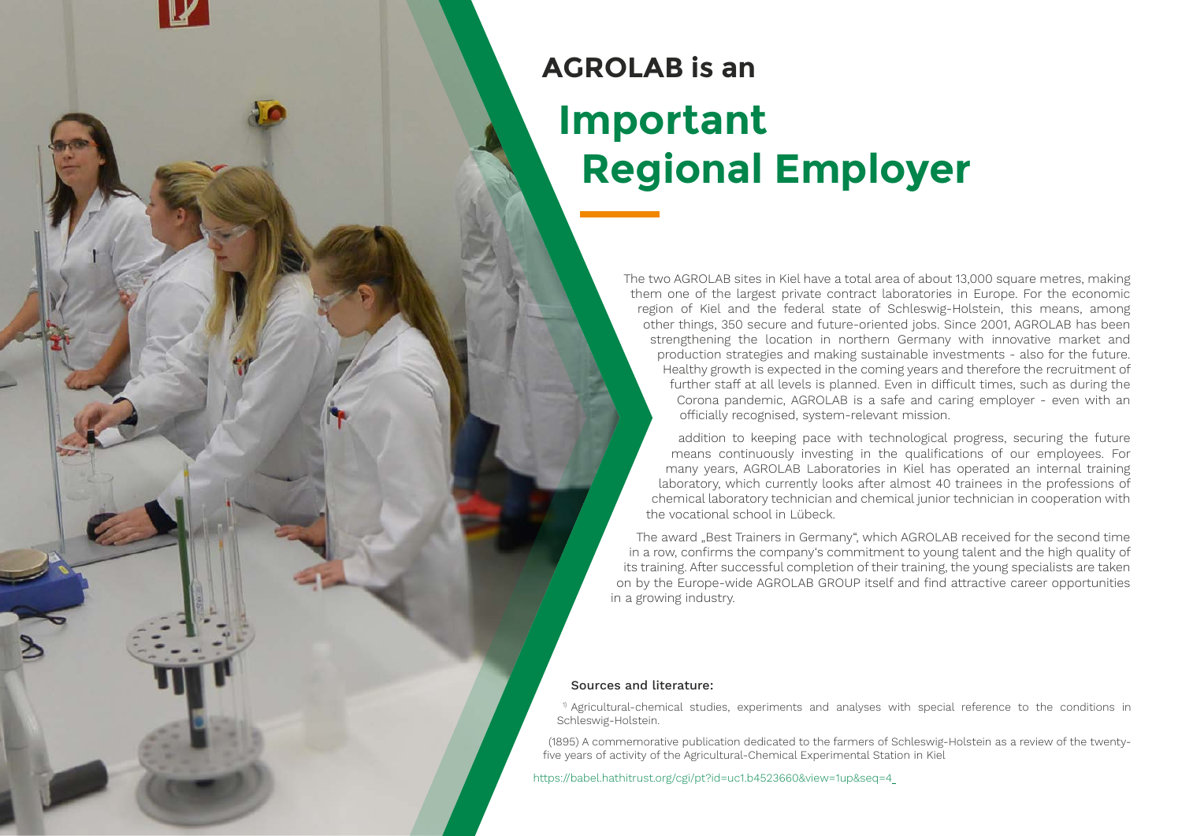# AGROLAB is an Important Regional Employer

The two AGROLAB sites in Kiel have a total area of about 13,000 square metres, making them one of the largest private contract laboratories in Europe. For the economic region of Kiel and the federal state of Schleswig-Holstein, this means, among other things, 350 secure and future-oriented jobs. Since 2001, AGROLAB has been strengthening the location in northern Germany with innovative market and production strategies and making sustainable investments - also for the future. Healthy growth is expected in the coming years and therefore the recruitment of further staff at all levels is planned. Even in difficult times, such as during the Corona pandemic, AGROLAB is a safe and caring employer - even with an officially recognised, system-relevant mission.

addition to keeping pace with technological progress, securing the future means continuously investing in the qualifications of our employees. For many years, AGROLAB Laboratories in Kiel has operated an internal training laboratory, which currently looks after almost 40 trainees in the professions of chemical laboratory technician and chemical junior technician in cooperation with the vocational school in Lübeck.

The award „Best Trainers in Germany", which AGROLAB received for the second time in a row, confirms the company's commitment to young talent and the high quality of its training. After successful completion of their training, the young specialists are taken on by the Europe-wide AGROLAB GROUP itself and find attractive career opportunities in a growing industry.

#### Sources and literature:

[1] Agricultural-chemical studies, experiments and analyses with special reference to the conditions in Schleswig-Holstein.

(1895) A commemorative publication dedicated to the farmers of Schleswig-Holstein as a review of the twenty-five years of activity of the Agricultural-Chemical Experimental Station in Kiel

https://babel.hathitrust.org/cgi/pt?id=uc1.b4523660&view=1up&seq=4